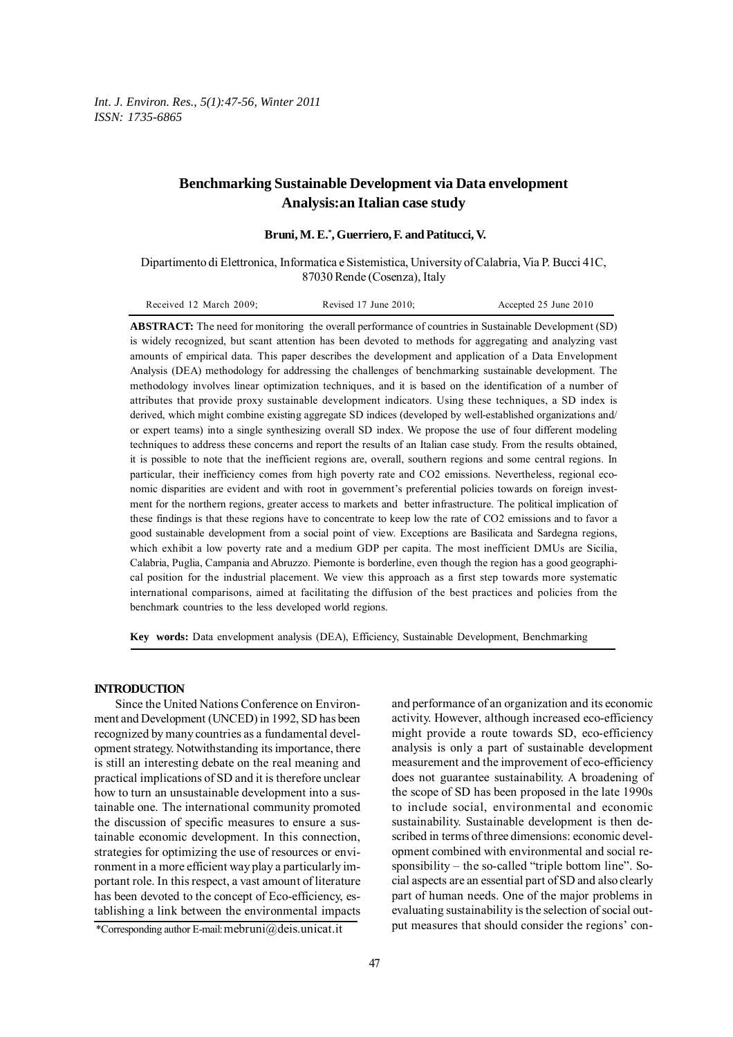# Benchmarking Sustainable Development via Data envelopment Analysis:an Italian case study

**Bruni, M. E.[*], Guerriero, F. and Patitucci, V.**

Dipartimento di Elettronica, Informatica e Sistemistica, University of Calabria, Via P. Bucci 41C, 87030 Rende (Cosenza), Italy

Received 12 March 2009; Revised 17 June 2010; Accepted 25 June 2010

**ABSTRACT:** The need for monitoring the overall performance of countries in Sustainable Development (SD) is widely recognized, but scant attention has been devoted to methods for aggregating and analyzing vast amounts of empirical data. This paper describes the development and application of a Data Envelopment Analysis (DEA) methodology for addressing the challenges of benchmarking sustainable development. The methodology involves linear optimization techniques, and it is based on the identification of a number of attributes that provide proxy sustainable development indicators. Using these techniques, a SD index is derived, which might combine existing aggregate SD indices (developed by well-established organizations and/ or expert teams) into a single synthesizing overall SD index. We propose the use of four different modeling techniques to address these concerns and report the results of an Italian case study. From the results obtained, it is possible to note that the inefficient regions are, overall, southern regions and some central regions. In particular, their inefficiency comes from high poverty rate and CO2 emissions. Nevertheless, regional economic disparities are evident and with root in government's preferential policies towards on foreign investment for the northern regions, greater access to markets and better infrastructure. The political implication of these findings is that these regions have to concentrate to keep low the rate of CO2 emissions and to favor a good sustainable development from a social point of view. Exceptions are Basilicata and Sardegna regions, which exhibit a low poverty rate and a medium GDP per capita. The most inefficient DMUs are Sicilia, Calabria, Puglia, Campania and Abruzzo. Piemonte is borderline, even though the region has a good geographical position for the industrial placement. We view this approach as a first step towards more systematic international comparisons, aimed at facilitating the diffusion of the best practices and policies from the benchmark countries to the less developed world regions.

**Key words:** Data envelopment analysis (DEA), Efficiency, Sustainable Development, Benchmarking

## INTRODUCTION

Since the United Nations Conference on Environment and Development (UNCED) in 1992, SD has been recognized by many countries as a fundamental development strategy. Notwithstanding its importance, there is still an interesting debate on the real meaning and practical implications of SD and it is therefore unclear how to turn an unsustainable development into a sustainable one. The international community promoted the discussion of specific measures to ensure a sustainable economic development. In this connection, strategies for optimizing the use of resources or environment in a more efficient way play a particularly important role. In this respect, a vast amount of literature has been devoted to the concept of Eco-efficiency, establishing a link between the environmental impacts and performance of an organization and its economic activity. However, although increased eco-efficiency might provide a route towards SD, eco-efficiency analysis is only a part of sustainable development measurement and the improvement of eco-efficiency does not guarantee sustainability. A broadening of the scope of SD has been proposed in the late 1990s to include social, environmental and economic sustainability. Sustainable development is then described in terms of three dimensions: economic development combined with environmental and social responsibility – the so-called "triple bottom line". Social aspects are an essential part of SD and also clearly part of human needs. One of the major problems in evaluating sustainability is the selection of social output measures that should consider the regions' con-

*Corresponding author E-mail: mebruni@deis.unicat.it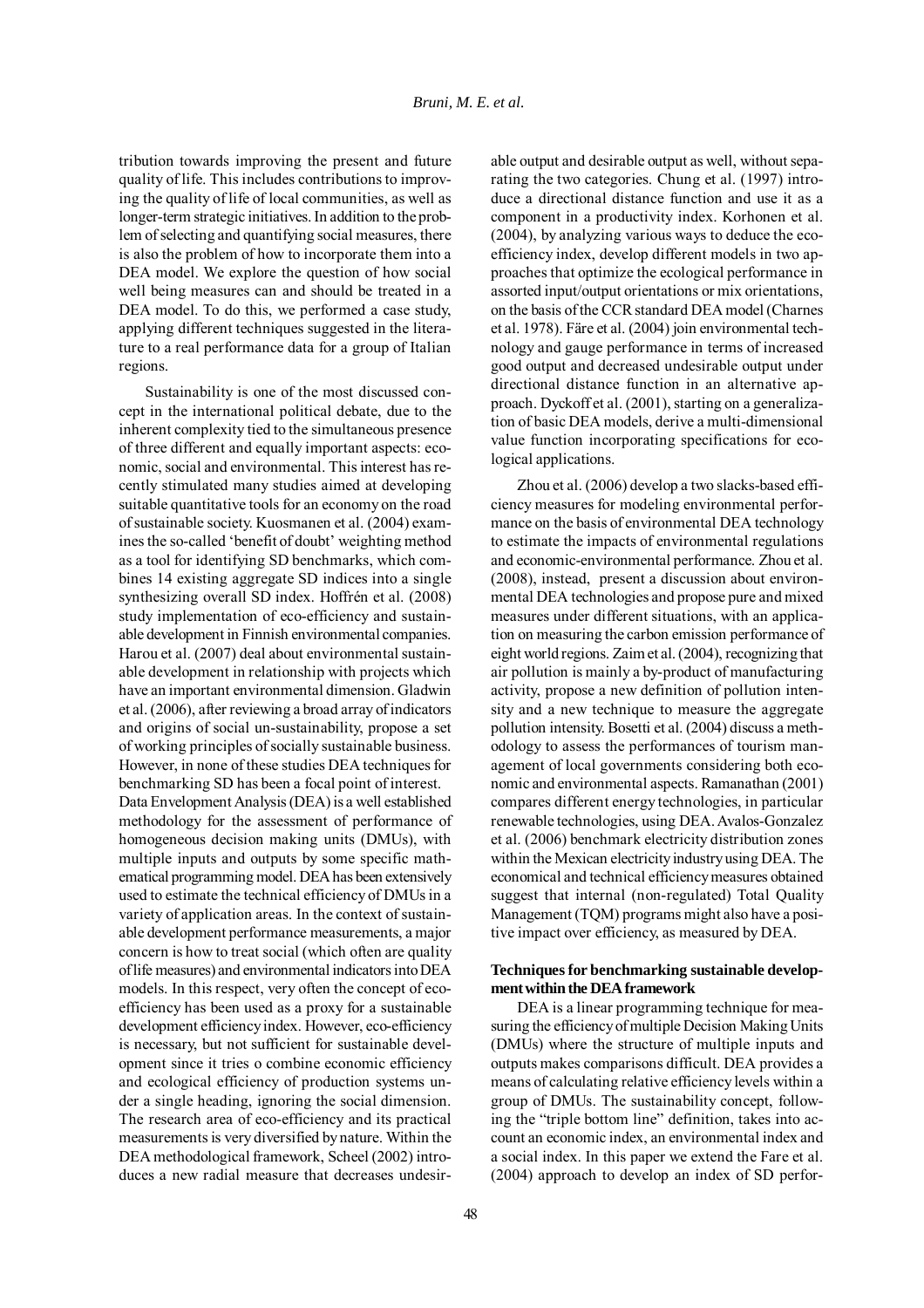tribution towards improving the present and future quality of life. This includes contributions to improving the quality of life of local communities, as well as longer-term strategic initiatives. In addition to the problem of selecting and quantifying social measures, there is also the problem of how to incorporate them into a DEA model. We explore the question of how social well being measures can and should be treated in a DEA model. To do this, we performed a case study, applying different techniques suggested in the literature to a real performance data for a group of Italian regions.

Sustainability is one of the most discussed concept in the international political debate, due to the inherent complexity tied to the simultaneous presence of three different and equally important aspects: economic, social and environmental. This interest has recently stimulated many studies aimed at developing suitable quantitative tools for an economy on the road of sustainable society. Kuosmanen et al. (2004) examines the so-called 'benefit of doubt' weighting method as a tool for identifying SD benchmarks, which combines 14 existing aggregate SD indices into a single synthesizing overall SD index. Hoffrén et al. (2008) study implementation of eco-efficiency and sustainable development in Finnish environmental companies. Harou et al. (2007) deal about environmental sustainable development in relationship with projects which have an important environmental dimension. Gladwin et al. (2006), after reviewing a broad array of indicators and origins of social un-sustainability, propose a set of working principles of socially sustainable business. However, in none of these studies DEA techniques for benchmarking SD has been a focal point of interest.

Data Envelopment Analysis (DEA) is a well established methodology for the assessment of performance of homogeneous decision making units (DMUs), with multiple inputs and outputs by some specific mathematical programming model. DEA has been extensively used to estimate the technical efficiency of DMUs in a variety of application areas. In the context of sustainable development performance measurements, a major concern is how to treat social (which often are quality of life measures) and environmental indicators into DEA models. In this respect, very often the concept of eco-efficiency has been used as a proxy for a sustainable development efficiency index. However, eco-efficiency is necessary, but not sufficient for sustainable development since it tries o combine economic efficiency and ecological efficiency of production systems under a single heading, ignoring the social dimension. The research area of eco-efficiency and its practical measurements is very diversified by nature. Within the DEA methodological framework, Scheel (2002) introduces a new radial measure that decreases undesirable output and desirable output as well, without separating the two categories. Chung et al. (1997) introduce a directional distance function and use it as a component in a productivity index. Korhonen et al. (2004), by analyzing various ways to deduce the eco-efficiency index, develop different models in two approaches that optimize the ecological performance in assorted input/output orientations or mix orientations, on the basis of the CCR standard DEA model (Charnes et al. 1978). Färe et al. (2004) join environmental technology and gauge performance in terms of increased good output and decreased undesirable output under directional distance function in an alternative approach. Dyckoff et al. (2001), starting on a generalization of basic DEA models, derive a multi-dimensional value function incorporating specifications for ecological applications.

Zhou et al. (2006) develop a two slacks-based efficiency measures for modeling environmental performance on the basis of environmental DEA technology to estimate the impacts of environmental regulations and economic-environmental performance. Zhou et al. (2008), instead, present a discussion about environmental DEA technologies and propose pure and mixed measures under different situations, with an application on measuring the carbon emission performance of eight world regions. Zaim et al. (2004), recognizing that air pollution is mainly a by-product of manufacturing activity, propose a new definition of pollution intensity and a new technique to measure the aggregate pollution intensity. Bosetti et al. (2004) discuss a methodology to assess the performances of tourism management of local governments considering both economic and environmental aspects. Ramanathan (2001) compares different energy technologies, in particular renewable technologies, using DEA. Avalos-Gonzalez et al. (2006) benchmark electricity distribution zones within the Mexican electricity industry using DEA. The economical and technical efficiency measures obtained suggest that internal (non-regulated) Total Quality Management (TQM) programs might also have a positive impact over efficiency, as measured by DEA.

**Techniques for benchmarking sustainable development within the DEA framework**

DEA is a linear programming technique for measuring the efficiency of multiple Decision Making Units (DMUs) where the structure of multiple inputs and outputs makes comparisons difficult. DEA provides a means of calculating relative efficiency levels within a group of DMUs. The sustainability concept, following the "triple bottom line" definition, takes into account an economic index, an environmental index and a social index. In this paper we extend the Fare et al. (2004) approach to develop an index of SD perfor-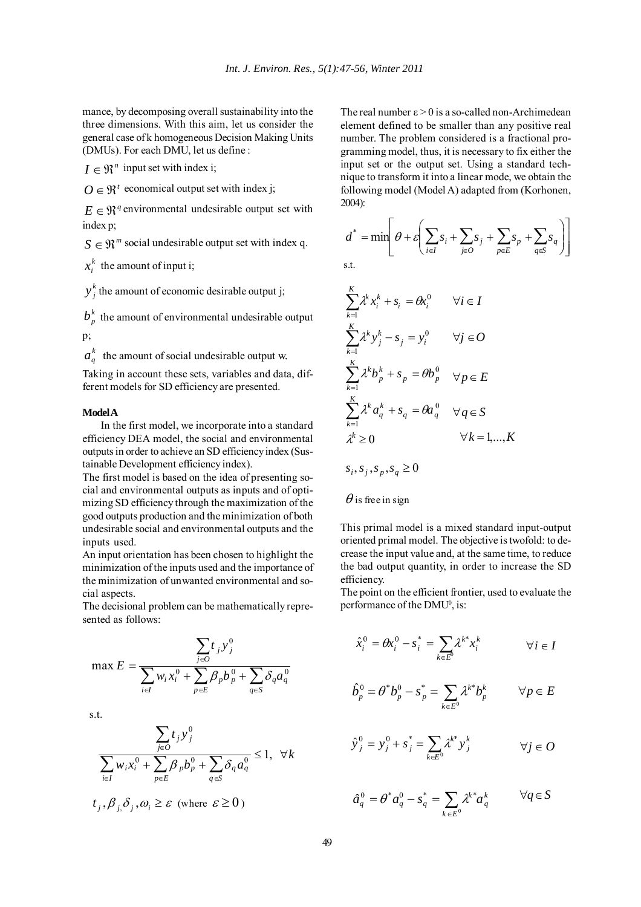mance, by decomposing overall sustainability into the three dimensions. With this aim, let us consider the general case of k homogeneous Decision Making Units (DMUs). For each DMU, let us define :

$I \in \Re^{n}$ input set with index i;

$O \in \Re^{t}$ economical output set with index j;

$E \in \Re^{q}$ environmental undesirable output set with index p;

$S \in \Re^{m}$ social undesirable output set with index q.

$x_i^k$ the amount of input i;

$y_j^k$ the amount of economic desirable output j;

$b_p^k$ the amount of environmental undesirable output p;

$a_q^k$ the amount of social undesirable output w.

Taking in account these sets, variables and data, different models for SD efficiency are presented.

**Model A**

In the first model, we incorporate into a standard efficiency DEA model, the social and environmental outputs in order to achieve an SD efficiency index (Sustainable Development efficiency index).

The first model is based on the idea of presenting social and environmental outputs as inputs and of optimizing SD efficiency through the maximization of the good outputs production and the minimization of both undesirable social and environmental outputs and the inputs used.

An input orientation has been chosen to highlight the minimization of the inputs used and the importance of the minimization of unwanted environmental and social aspects.

The decisional problem can be mathematically represented as follows:

$$\max E = \frac{\sum_{j \in O} t_j y_j^0}{\sum_{i \in I} w_i x_i^0 + \sum_{p \in E} \beta_p b_p^0 + \sum_{q \in S} \delta_q a_q^0}$$

s.t.

$$\frac{\sum_{j \in O} t_j y_j^0}{\sum_{i \in I} w_i x_i^0 + \sum_{p \in E} \beta_p b_p^0 + \sum_{q \in S} \delta_q a_q^0} \leq 1, \quad \forall k$$

$$t_j, \beta_j, \delta_j, \omega_i \geq \varepsilon \quad (\text{where } \varepsilon \geq 0)$$

The real number $\varepsilon > 0$ is a so-called non-Archimedean element defined to be smaller than any positive real number. The problem considered is a fractional programming model, thus, it is necessary to fix either the input set or the output set. Using a standard technique to transform it into a linear mode, we obtain the following model (Model A) adapted from (Korhonen, 2004):

$$d^* = \min\left[\theta + \varepsilon\left(\sum_{i \in I} s_i + \sum_{j \in O} s_j + \sum_{p \in E} s_p + \sum_{q \in S} s_q\right)\right]$$

s.t.

$$\sum_{k=1}^{K} \lambda^k x_i^k + s_i = \theta x_i^0 \qquad \forall i \in I$$

$$\sum_{k=1}^{K} \lambda^k y_j^k - s_j = y_i^0 \qquad \forall j \in O$$

$$\sum_{k=1}^{K} \lambda^k b_p^k + s_p = \theta b_p^0 \quad \forall p \in E$$

$$\sum_{k=1}^{K} \lambda^k a_q^k + s_q = \theta a_q^0 \quad \forall q \in S$$

$$\lambda^k \geq 0 \qquad \forall k = 1, \ldots, K$$

$$s_i, s_j, s_p, s_q \geq 0$$

$\theta$ is free in sign

This primal model is a mixed standard input-output oriented primal model. The objective is twofold: to decrease the input value and, at the same time, to reduce the bad output quantity, in order to increase the SD efficiency.

The point on the efficient frontier, used to evaluate the performance of the DMU[0], is:

$$\hat{x}_i^0 = \theta x_i^0 - s_i^* = \sum_{k \in E^0} \lambda^{k*} x_i^k \qquad \forall i \in I$$

$$\hat{b}_p^0 = \theta^* b_p^0 - s_p^* = \sum_{k \in E^0} \lambda^{k*} b_p^k \qquad \forall p \in E$$

$$\hat{y}_j^0 = y_j^0 + s_j^* = \sum_{k \in E^0} \lambda^{k*} y_j^k \qquad \forall j \in O$$

$$\hat{a}_q^0 = \theta^* a_q^0 - s_q^* = \sum_{k \in E^0} \lambda^{k*} a_q^k \qquad \forall q \in S$$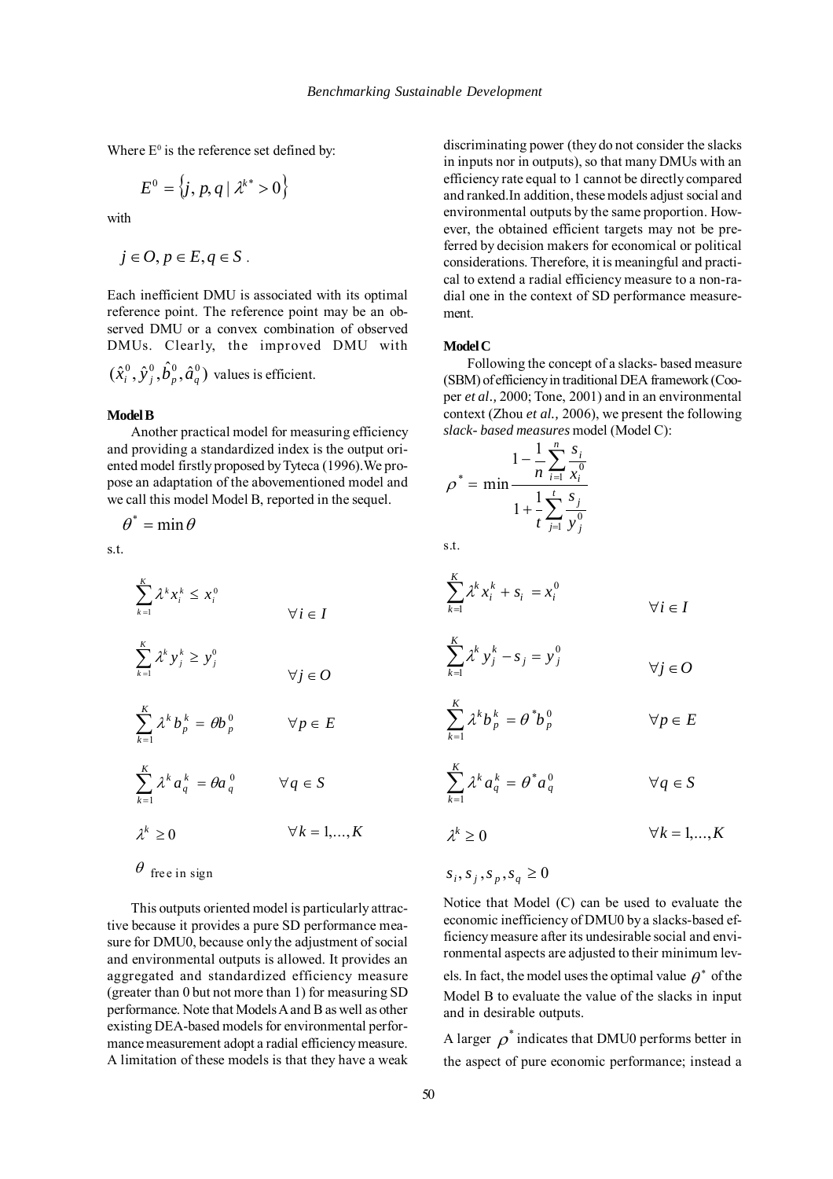Where $E^0$ is the reference set defined by:

$$E^0 = \{j, p, q \mid \lambda^{k*} > 0\}$$

with

$$j \in O, p \in E, q \in S\ .$$

Each inefficient DMU is associated with its optimal reference point. The reference point may be an observed DMU or a convex combination of observed DMUs. Clearly, the improved DMU with $(\hat{x}_i^0, \hat{y}_j^0, \hat{b}_p^0, \hat{a}_q^0)$ values is efficient.

**Model B**

Another practical model for measuring efficiency and providing a standardized index is the output oriented model firstly proposed by Tyteca (1996).We propose an adaptation of the abovementioned model and we call this model Model B, reported in the sequel.

$$\theta^* = \min \theta$$

s.t.

$$\sum_{k=1}^{K} \lambda^k x_i^k \leq x_i^0 \qquad \forall i \in I$$

$$\sum_{k=1}^{K} \lambda^k y_j^k \geq y_j^0 \qquad \forall j \in O$$

$$\sum_{k=1}^{K} \lambda^k b_p^k = \theta b_p^0 \qquad \forall p \in E$$

$$\sum_{k=1}^{K} \lambda^k a_q^k = \theta a_q^0 \qquad \forall q \in S$$

$$\lambda^k \geq 0 \qquad \forall k = 1,\ldots,K$$

$\theta$ free in sign

This outputs oriented model is particularly attractive because it provides a pure SD performance measure for DMU0, because only the adjustment of social and environmental outputs is allowed. It provides an aggregated and standardized efficiency measure (greater than 0 but not more than 1) for measuring SD performance. Note that Models A and B as well as other existing DEA-based models for environmental performance measurement adopt a radial efficiency measure. A limitation of these models is that they have a weak discriminating power (they do not consider the slacks in inputs nor in outputs), so that many DMUs with an efficiency rate equal to 1 cannot be directly compared and ranked.In addition, these models adjust social and environmental outputs by the same proportion. However, the obtained efficient targets may not be preferred by decision makers for economical or political considerations. Therefore, it is meaningful and practical to extend a radial efficiency measure to a non-radial one in the context of SD performance measurement.

**Model C**

Following the concept of a slacks- based measure (SBM) of efficiency in traditional DEA framework (Cooper *et al.,* 2000; Tone, 2001) and in an environmental context (Zhou *et al.,* 2006), we present the following *slack- based measures* model (Model C):

$$\rho^* = \min \frac{1 - \frac{1}{n}\sum_{i=1}^{n} \frac{s_i}{x_i^0}}{1 + \frac{1}{t}\sum_{j=1}^{t} \frac{s_j}{y_j^0}}$$

s.t.

$$\sum_{k=1}^{K} \lambda^k x_i^k + s_i = x_i^0 \qquad \forall i \in I$$

$$\sum_{k=1}^{K} \lambda^k y_j^k - s_j = y_j^0 \qquad \forall j \in O$$

$$\sum_{k=1}^{K} \lambda^k b_p^k = \theta^* b_p^0 \qquad \forall p \in E$$

$$\sum_{k=1}^{K} \lambda^k a_q^k = \theta^* a_q^0 \qquad \forall q \in S$$

$$\lambda^k \geq 0 \qquad \forall k = 1,\ldots,K$$

$$s_i, s_j, s_p, s_q \geq 0$$

Notice that Model (C) can be used to evaluate the economic inefficiency of DMU0 by a slacks-based efficiency measure after its undesirable social and environmental aspects are adjusted to their minimum levels. In fact, the model uses the optimal value $\theta^*$ of the Model B to evaluate the value of the slacks in input and in desirable outputs.

A larger $\rho^*$ indicates that DMU0 performs better in the aspect of pure economic performance; instead a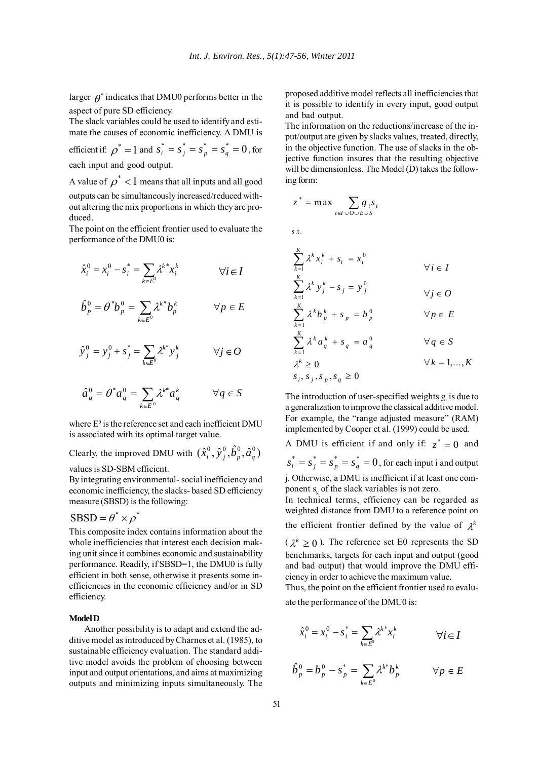larger $\theta^*$ indicates that DMU0 performs better in the aspect of pure SD efficiency.

The slack variables could be used to identify and estimate the causes of economic inefficiency. A DMU is efficient if: $\rho^* = 1$ and $s_i^* = s_j^* = s_p^* = s_q^* = 0$, for each input and good output.

A value of $\rho^* < 1$ means that all inputs and all good outputs can be simultaneously increased/reduced without altering the mix proportions in which they are produced.

The point on the efficient frontier used to evaluate the performance of the DMU0 is:

$$\hat{x}_i^0 = x_i^0 - s_i^* = \sum_{k \in E^0} \lambda^{k*} x_i^k \qquad \forall i \in I$$

$$\hat{b}_p^0 = \theta^* b_p^0 = \sum_{k \in E^0} \lambda^{k*} b_p^k \qquad \forall p \in E$$

$$\hat{y}_j^0 = y_j^0 + s_j^* = \sum_{k \in E^0} \lambda^{k*} y_j^k \qquad \forall j \in O$$

$$\hat{a}_q^0 = \theta^* a_q^0 = \sum_{k \in E^0} \lambda^{k*} a_q^k \qquad \forall q \in S$$

where $E^0$ is the reference set and each inefficient DMU is associated with its optimal target value.

Clearly, the improved DMU with $(\hat{x}_i^0, \hat{y}_j^0, \hat{b}_p^0, \hat{a}_q^0)$ values is SD-SBM efficient.

By integrating environmental- social inefficiency and economic inefficiency, the slacks- based SD efficiency measure (SBSD) is the following:

$$\text{SBSD} = \theta^* \times \rho^*$$

This composite index contains information about the whole inefficiencies that interest each decision making unit since it combines economic and sustainability performance. Readily, if SBSD=1, the DMU0 is fully efficient in both sense, otherwise it presents some inefficiencies in the economic efficiency and/or in SD efficiency.

**Model D**

Another possibility is to adapt and extend the additive model as introduced by Charnes et al. (1985), to sustainable efficiency evaluation. The standard additive model avoids the problem of choosing between input and output orientations, and aims at maximizing outputs and minimizing inputs simultaneously. The proposed additive model reflects all inefficiencies that it is possible to identify in every input, good output and bad output.

The information on the reductions/increase of the input/output are given by slacks values, treated, directly, in the objective function. The use of slacks in the objective function insures that the resulting objective will be dimensionless. The Model (D) takes the following form:

$$z^* = \max \sum_{t \in I \cup O \cup E \cup S} g_t s_t$$

s.t.

$$\sum_{k=1}^{K} \lambda^k x_i^k + s_i = x_i^0 \qquad \forall i \in I$$

$$\sum_{k=1}^{K} \lambda^k y_j^k - s_j = y_j^0 \qquad \forall j \in O$$

$$\sum_{k=1}^{K} \lambda^k b_p^k + s_p = b_p^0 \qquad \forall p \in E$$

$$\sum_{k=1}^{K} \lambda^k a_q^k + s_q = a_q^0 \qquad \forall q \in S$$

$$\lambda^k \geq 0 \qquad \forall k = 1, \ldots, K$$

$$s_i, s_j, s_p, s_q \geq 0$$

The introduction of user-specified weights $g_t$ is due to a generalization to improve the classical additive model. For example, the "range adjusted measure" (RAM) implemented by Cooper et al. (1999) could be used.

A DMU is efficient if and only if: $z^* = 0$ and $s_i^* = s_j^* = s_p^* = s_q^* = 0$, for each input i and output j. Otherwise, a DMU is inefficient if at least one component $s_k$ of the slack variables is not zero.

In technical terms, efficiency can be regarded as weighted distance from DMU to a reference point on the efficient frontier defined by the value of $\lambda^k$ ($\lambda^k \geq 0$). The reference set E0 represents the SD benchmarks, targets for each input and output (good and bad output) that would improve the DMU efficiency in order to achieve the maximum value.

Thus, the point on the efficient frontier used to evaluate the performance of the DMU0 is:

$$\hat{x}_i^0 = x_i^0 - s_i^* = \sum_{k \in E^0} \lambda^{k*} x_i^k \qquad \forall i \in I$$

$$\hat{b}_p^0 = b_p^0 - s_p^* = \sum_{k \in E^0} \lambda^{k*} b_p^k \qquad \forall p \in E$$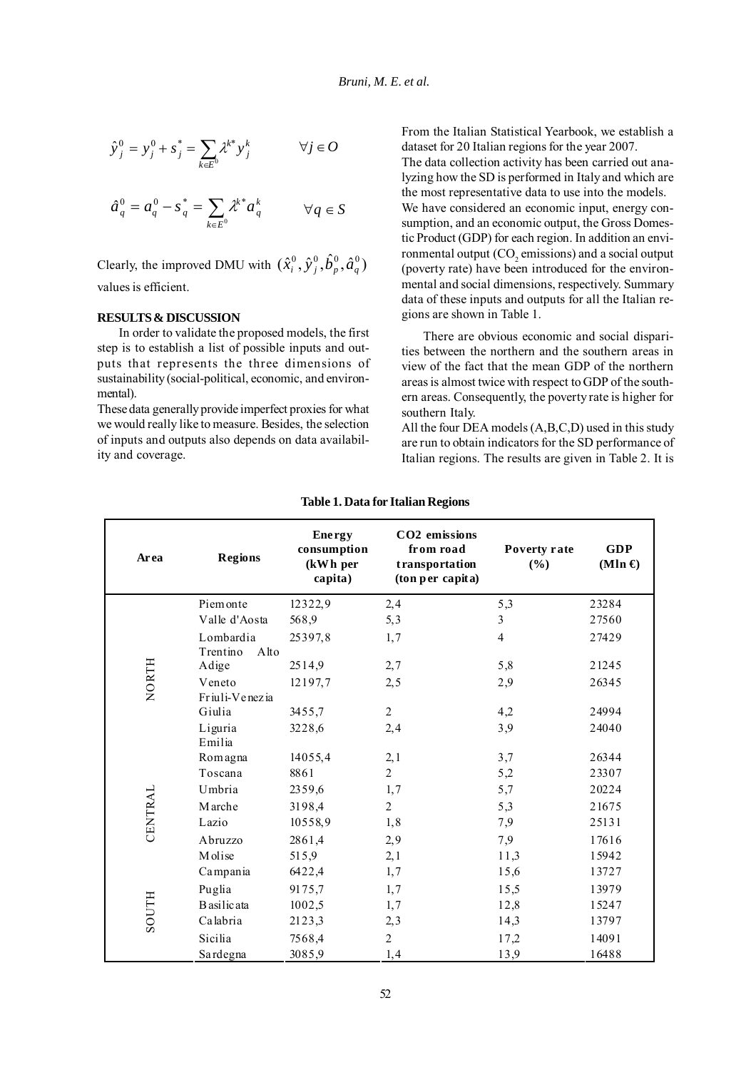$$\hat{y}_j^0 = y_j^0 + s_j^* = \sum_{k \in E^0} \lambda^{k*} y_j^k \qquad \forall j \in O$$

$$\hat{a}_q^0 = a_q^0 - s_q^* = \sum_{k \in E^0} \lambda^{k*} a_q^k \qquad \forall q \in S$$

Clearly, the improved DMU with $(\hat{x}_i^0, \hat{y}_j^0, \hat{b}_p^0, \hat{a}_q^0)$ values is efficient.

## RESULTS & DISCUSSION

In order to validate the proposed models, the first step is to establish a list of possible inputs and outputs that represents the three dimensions of sustainability (social-political, economic, and environmental).

These data generally provide imperfect proxies for what we would really like to measure. Besides, the selection of inputs and outputs also depends on data availability and coverage.

From the Italian Statistical Yearbook, we establish a dataset for 20 Italian regions for the year 2007.

The data collection activity has been carried out analyzing how the SD is performed in Italy and which are the most representative data to use into the models.

We have considered an economic input, energy consumption, and an economic output, the Gross Domestic Product (GDP) for each region. In addition an environmental output ($CO_2$ emissions) and a social output (poverty rate) have been introduced for the environmental and social dimensions, respectively. Summary data of these inputs and outputs for all the Italian regions are shown in Table 1.

There are obvious economic and social disparities between the northern and the southern areas in view of the fact that the mean GDP of the northern areas is almost twice with respect to GDP of the southern areas. Consequently, the poverty rate is higher for southern Italy.

All the four DEA models (A,B,C,D) used in this study are run to obtain indicators for the SD performance of Italian regions. The results are given in Table 2. It is

**Table 1. Data for Italian Regions**

| Area | Regions | Energy consumption (kWh per capita) | CO2 emissions from road transportation (ton per capita) | Poverty rate (%) | GDP (Mln €) |
|---|---|---|---|---|---|
| NORTH | Piemonte | 12322,9 | 2,4 | 5,3 | 23284 |
| | Valle d'Aosta | 568,9 | 5,3 | 3 | 27560 |
| | Lombardia | 25397,8 | 1,7 | 4 | 27429 |
| | Trentino Alto Adige | 2514,9 | 2,7 | 5,8 | 21245 |
| | Veneto | 12197,7 | 2,5 | 2,9 | 26345 |
| | Friuli-Venezia Giulia | 3455,7 | 2 | 4,2 | 24994 |
| | Liguria | 3228,6 | 2,4 | 3,9 | 24040 |
| | Emilia Romagna | 14055,4 | 2,1 | 3,7 | 26344 |
| CENTRAL | Toscana | 8861 | 2 | 5,2 | 23307 |
| | Umbria | 2359,6 | 1,7 | 5,7 | 20224 |
| | Marche | 3198,4 | 2 | 5,3 | 21675 |
| | Lazio | 10558,9 | 1,8 | 7,9 | 25131 |
| SOUTH | Abruzzo | 2861,4 | 2,9 | 7,9 | 17616 |
| | Molise | 515,9 | 2,1 | 11,3 | 15942 |
| | Campania | 6422,4 | 1,7 | 15,6 | 13727 |
| | Puglia | 9175,7 | 1,7 | 15,5 | 13979 |
| | Basilicata | 1002,5 | 1,7 | 12,8 | 15247 |
| | Calabria | 2123,3 | 2,3 | 14,3 | 13797 |
| | Sicilia | 7568,4 | 2 | 17,2 | 14091 |
| | Sardegna | 3085,9 | 1,4 | 13,9 | 16488 |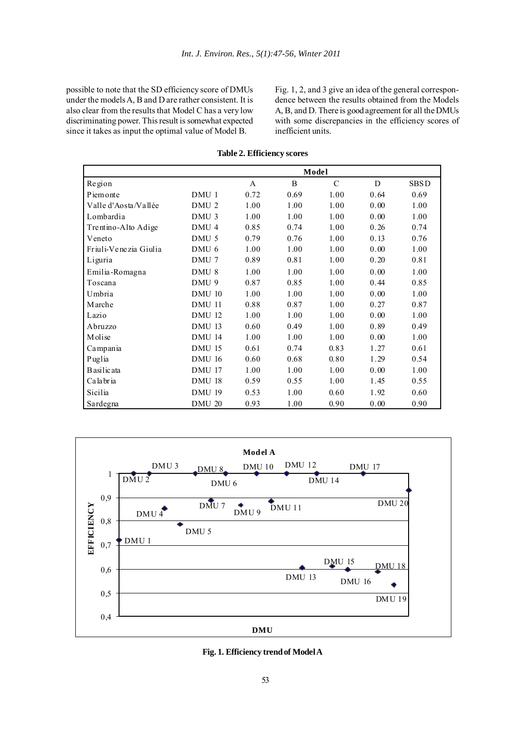possible to note that the SD efficiency score of DMUs under the models A, B and D are rather consistent. It is also clear from the results that Model C has a very low discriminating power. This result is somewhat expected since it takes as input the optimal value of Model B.

Fig. 1, 2, and 3 give an idea of the general correspondence between the results obtained from the Models A, B, and D. There is good agreement for all the DMUs with some discrepancies in the efficiency scores of inefficient units.

**Table 2. Efficiency scores**

| | | Model | | | | |
|---|---|---|---|---|---|---|
| Region | | A | B | C | D | SBSD |
| Piemonte | DMU 1 | 0.72 | 0.69 | 1.00 | 0.64 | 0.69 |
| Valle d'Aosta/Vallée | DMU 2 | 1.00 | 1.00 | 1.00 | 0.00 | 1.00 |
| Lombardia | DMU 3 | 1.00 | 1.00 | 1.00 | 0.00 | 1.00 |
| Trentino-Alto Adige | DMU 4 | 0.85 | 0.74 | 1.00 | 0.26 | 0.74 |
| Veneto | DMU 5 | 0.79 | 0.76 | 1.00 | 0.13 | 0.76 |
| Friuli-Venezia Giulia | DMU 6 | 1.00 | 1.00 | 1.00 | 0.00 | 1.00 |
| Liguria | DMU 7 | 0.89 | 0.81 | 1.00 | 0.20 | 0.81 |
| Emilia-Romagna | DMU 8 | 1.00 | 1.00 | 1.00 | 0.00 | 1.00 |
| Toscana | DMU 9 | 0.87 | 0.85 | 1.00 | 0.44 | 0.85 |
| Umbria | DMU 10 | 1.00 | 1.00 | 1.00 | 0.00 | 1.00 |
| Marche | DMU 11 | 0.88 | 0.87 | 1.00 | 0.27 | 0.87 |
| Lazio | DMU 12 | 1.00 | 1.00 | 1.00 | 0.00 | 1.00 |
| Abruzzo | DMU 13 | 0.60 | 0.49 | 1.00 | 0.89 | 0.49 |
| Molise | DMU 14 | 1.00 | 1.00 | 1.00 | 0.00 | 1.00 |
| Campania | DMU 15 | 0.61 | 0.74 | 0.83 | 1.27 | 0.61 |
| Puglia | DMU 16 | 0.60 | 0.68 | 0.80 | 1.29 | 0.54 |
| Basilicata | DMU 17 | 1.00 | 1.00 | 1.00 | 0.00 | 1.00 |
| Calabria | DMU 18 | 0.59 | 0.55 | 1.00 | 1.45 | 0.55 |
| Sicilia | DMU 19 | 0.53 | 1.00 | 0.60 | 1.92 | 0.60 |
| Sardegna | DMU 20 | 0.93 | 1.00 | 0.90 | 0.00 | 0.90 |

**Fig. 1. Efficiency trend of Model A**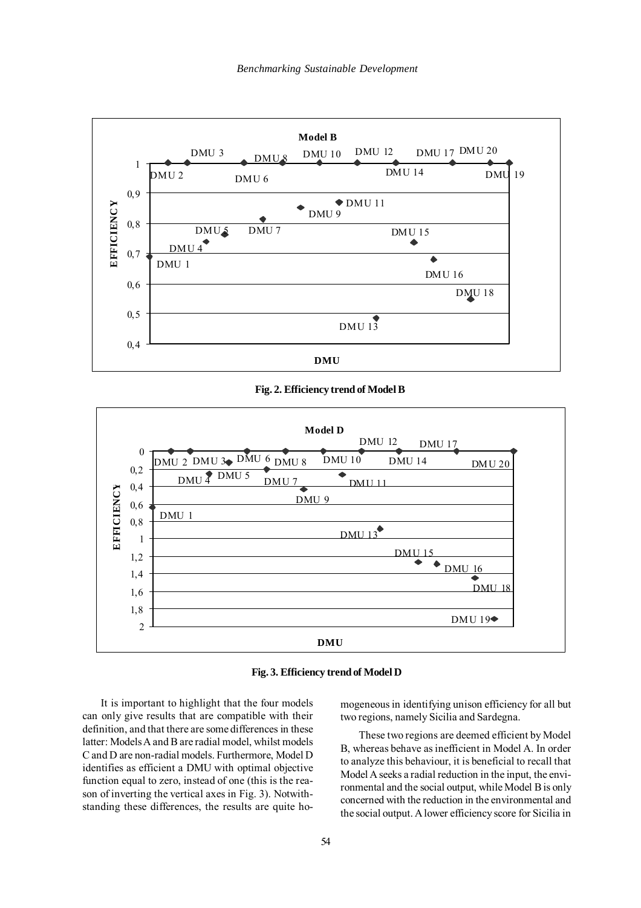Fig. 2. Efficiency trend of Model B

Fig. 3. Efficiency trend of Model D

It is important to highlight that the four models can only give results that are compatible with their definition, and that there are some differences in these latter: Models A and B are radial model, whilst models C and D are non-radial models. Furthermore, Model D identifies as efficient a DMU with optimal objective function equal to zero, instead of one (this is the reason of inverting the vertical axes in Fig. 3). Notwithstanding these differences, the results are quite homogeneous in identifying unison efficiency for all but two regions, namely Sicilia and Sardegna.

These two regions are deemed efficient by Model B, whereas behave as inefficient in Model A. In order to analyze this behaviour, it is beneficial to recall that Model A seeks a radial reduction in the input, the environmental and the social output, while Model B is only concerned with the reduction in the environmental and the social output. A lower efficiency score for Sicilia in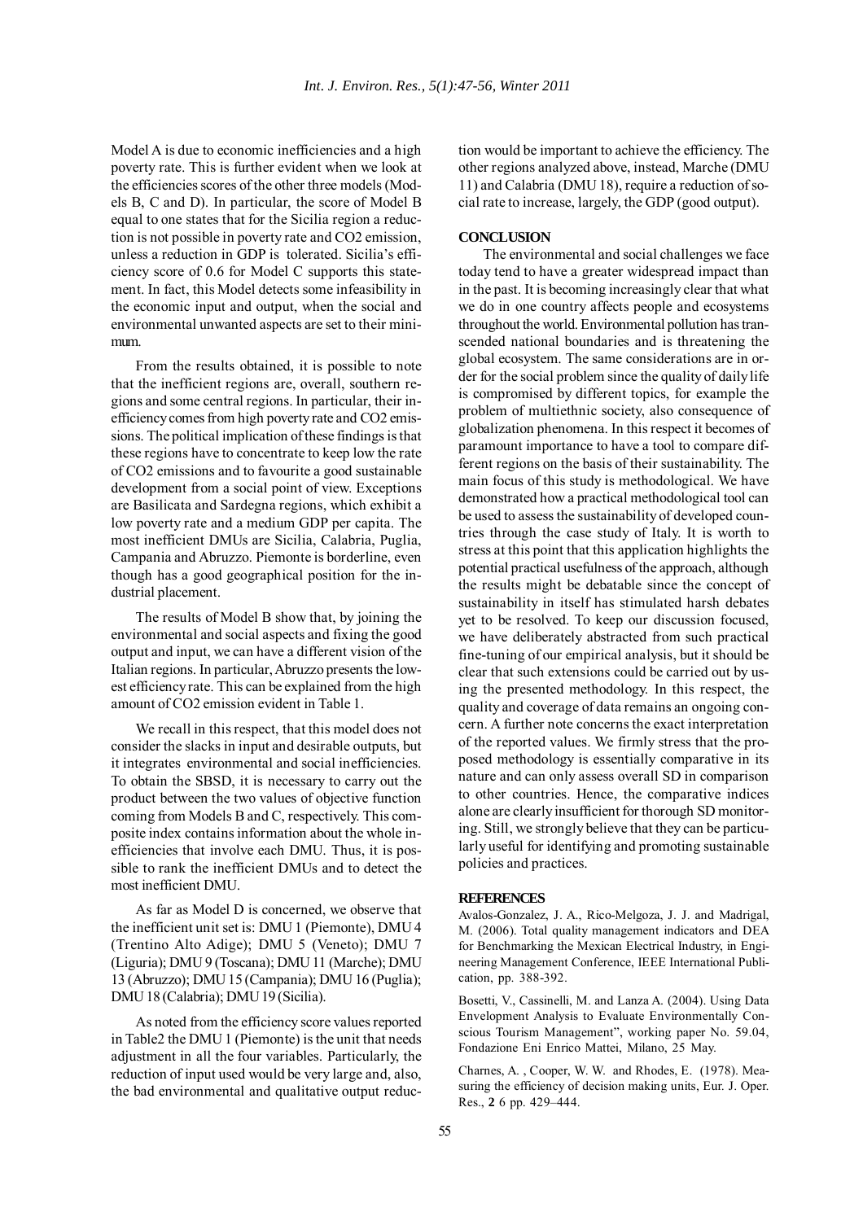Model A is due to economic inefficiencies and a high poverty rate. This is further evident when we look at the efficiencies scores of the other three models (Models B, C and D). In particular, the score of Model B equal to one states that for the Sicilia region a reduction is not possible in poverty rate and $CO_2$ emission, unless a reduction in GDP is tolerated. Sicilia's efficiency score of 0.6 for Model C supports this statement. In fact, this Model detects some infeasibility in the economic input and output, when the social and environmental unwanted aspects are set to their minimum.

From the results obtained, it is possible to note that the inefficient regions are, overall, southern regions and some central regions. In particular, their inefficiency comes from high poverty rate and $CO_2$ emissions. The political implication of these findings is that these regions have to concentrate to keep low the rate of $CO_2$ emissions and to favourite a good sustainable development from a social point of view. Exceptions are Basilicata and Sardegna regions, which exhibit a low poverty rate and a medium GDP per capita. The most inefficient DMUs are Sicilia, Calabria, Puglia, Campania and Abruzzo. Piemonte is borderline, even though has a good geographical position for the industrial placement.

The results of Model B show that, by joining the environmental and social aspects and fixing the good output and input, we can have a different vision of the Italian regions. In particular, Abruzzo presents the lowest efficiency rate. This can be explained from the high amount of $CO_2$ emission evident in Table 1.

We recall in this respect, that this model does not consider the slacks in input and desirable outputs, but it integrates environmental and social inefficiencies. To obtain the SBSD, it is necessary to carry out the product between the two values of objective function coming from Models B and C, respectively. This composite index contains information about the whole inefficiencies that involve each DMU. Thus, it is possible to rank the inefficient DMUs and to detect the most inefficient DMU.

As far as Model D is concerned, we observe that the inefficient unit set is: DMU 1 (Piemonte), DMU 4 (Trentino Alto Adige); DMU 5 (Veneto); DMU 7 (Liguria); DMU 9 (Toscana); DMU 11 (Marche); DMU 13 (Abruzzo); DMU 15 (Campania); DMU 16 (Puglia); DMU 18 (Calabria); DMU 19 (Sicilia).

As noted from the efficiency score values reported in Table2 the DMU 1 (Piemonte) is the unit that needs adjustment in all the four variables. Particularly, the reduction of input used would be very large and, also, the bad environmental and qualitative output reduction would be important to achieve the efficiency. The other regions analyzed above, instead, Marche (DMU 11) and Calabria (DMU 18), require a reduction of social rate to increase, largely, the GDP (good output).

## CONCLUSION

The environmental and social challenges we face today tend to have a greater widespread impact than in the past. It is becoming increasingly clear that what we do in one country affects people and ecosystems throughout the world. Environmental pollution has transcended national boundaries and is threatening the global ecosystem. The same considerations are in order for the social problem since the quality of daily life is compromised by different topics, for example the problem of multiethnic society, also consequence of globalization phenomena. In this respect it becomes of paramount importance to have a tool to compare different regions on the basis of their sustainability. The main focus of this study is methodological. We have demonstrated how a practical methodological tool can be used to assess the sustainability of developed countries through the case study of Italy. It is worth to stress at this point that this application highlights the potential practical usefulness of the approach, although the results might be debatable since the concept of sustainability in itself has stimulated harsh debates yet to be resolved. To keep our discussion focused, we have deliberately abstracted from such practical fine-tuning of our empirical analysis, but it should be clear that such extensions could be carried out by using the presented methodology. In this respect, the quality and coverage of data remains an ongoing concern. A further note concerns the exact interpretation of the reported values. We firmly stress that the proposed methodology is essentially comparative in its nature and can only assess overall SD in comparison to other countries. Hence, the comparative indices alone are clearly insufficient for thorough SD monitoring. Still, we strongly believe that they can be particularly useful for identifying and promoting sustainable policies and practices.

## REFERENCES

Avalos-Gonzalez, J. A., Rico-Melgoza, J. J. and Madrigal, M. (2006). Total quality management indicators and DEA for Benchmarking the Mexican Electrical Industry, in Engineering Management Conference, IEEE International Publication, pp. 388-392.

Bosetti, V., Cassinelli, M. and Lanza A. (2004). Using Data Envelopment Analysis to Evaluate Environmentally Conscious Tourism Management", working paper No. 59.04, Fondazione Eni Enrico Mattei, Milano, 25 May.

Charnes, A. , Cooper, W. W. and Rhodes, E. (1978). Measuring the efficiency of decision making units, Eur. J. Oper. Res., **2** 6 pp. 429–444.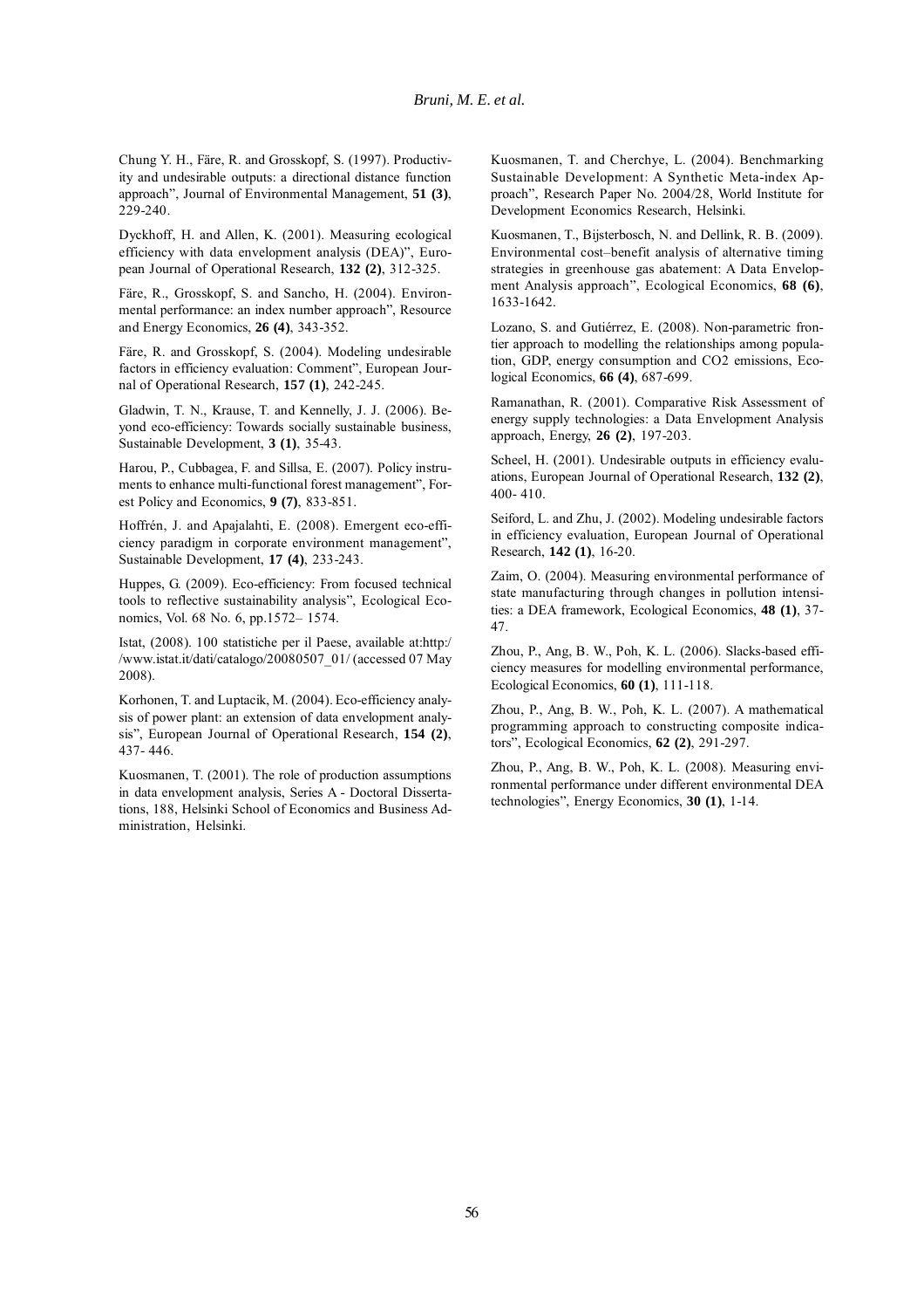Chung Y. H., Färe, R. and Grosskopf, S. (1997). Productivity and undesirable outputs: a directional distance function approach", Journal of Environmental Management, **51 (3)**, 229-240.

Dyckhoff, H. and Allen, K. (2001). Measuring ecological efficiency with data envelopment analysis (DEA)", European Journal of Operational Research, **132 (2)**, 312-325.

Färe, R., Grosskopf, S. and Sancho, H. (2004). Environmental performance: an index number approach", Resource and Energy Economics, **26 (4)**, 343-352.

Färe, R. and Grosskopf, S. (2004). Modeling undesirable factors in efficiency evaluation: Comment", European Journal of Operational Research, **157 (1)**, 242-245.

Gladwin, T. N., Krause, T. and Kennelly, J. J. (2006). Beyond eco-efficiency: Towards socially sustainable business, Sustainable Development, **3 (1)**, 35-43.

Harou, P., Cubbagea, F. and Sillsa, E. (2007). Policy instruments to enhance multi-functional forest management", Forest Policy and Economics, **9 (7)**, 833-851.

Hoffrén, J. and Apajalahti, E. (2008). Emergent eco-efficiency paradigm in corporate environment management", Sustainable Development, **17 (4)**, 233-243.

Huppes, G. (2009). Eco-efficiency: From focused technical tools to reflective sustainability analysis", Ecological Economics, Vol. 68 No. 6, pp.1572– 1574.

Istat, (2008). 100 statistiche per il Paese, available at:http://www.istat.it/dati/catalogo/20080507_01/ (accessed 07 May 2008).

Korhonen, T. and Luptacik, M. (2004). Eco-efficiency analysis of power plant: an extension of data envelopment analysis", European Journal of Operational Research, **154 (2)**, 437- 446.

Kuosmanen, T. (2001). The role of production assumptions in data envelopment analysis, Series A - Doctoral Dissertations, 188, Helsinki School of Economics and Business Administration, Helsinki.

Kuosmanen, T. and Cherchye, L. (2004). Benchmarking Sustainable Development: A Synthetic Meta-index Approach", Research Paper No. 2004/28, World Institute for Development Economics Research, Helsinki.

Kuosmanen, T., Bijsterbosch, N. and Dellink, R. B. (2009). Environmental cost–benefit analysis of alternative timing strategies in greenhouse gas abatement: A Data Envelopment Analysis approach", Ecological Economics, **68 (6)**, 1633-1642.

Lozano, S. and Gutiérrez, E. (2008). Non-parametric frontier approach to modelling the relationships among population, GDP, energy consumption and CO2 emissions, Ecological Economics, **66 (4)**, 687-699.

Ramanathan, R. (2001). Comparative Risk Assessment of energy supply technologies: a Data Envelopment Analysis approach, Energy, **26 (2)**, 197-203.

Scheel, H. (2001). Undesirable outputs in efficiency evaluations, European Journal of Operational Research, **132 (2)**, 400- 410.

Seiford, L. and Zhu, J. (2002). Modeling undesirable factors in efficiency evaluation, European Journal of Operational Research, **142 (1)**, 16-20.

Zaim, O. (2004). Measuring environmental performance of state manufacturing through changes in pollution intensities: a DEA framework, Ecological Economics, **48 (1)**, 37-47.

Zhou, P., Ang, B. W., Poh, K. L. (2006). Slacks-based efficiency measures for modelling environmental performance, Ecological Economics, **60 (1)**, 111-118.

Zhou, P., Ang, B. W., Poh, K. L. (2007). A mathematical programming approach to constructing composite indicators", Ecological Economics, **62 (2)**, 291-297.

Zhou, P., Ang, B. W., Poh, K. L. (2008). Measuring environmental performance under different environmental DEA technologies", Energy Economics, **30 (1)**, 1-14.